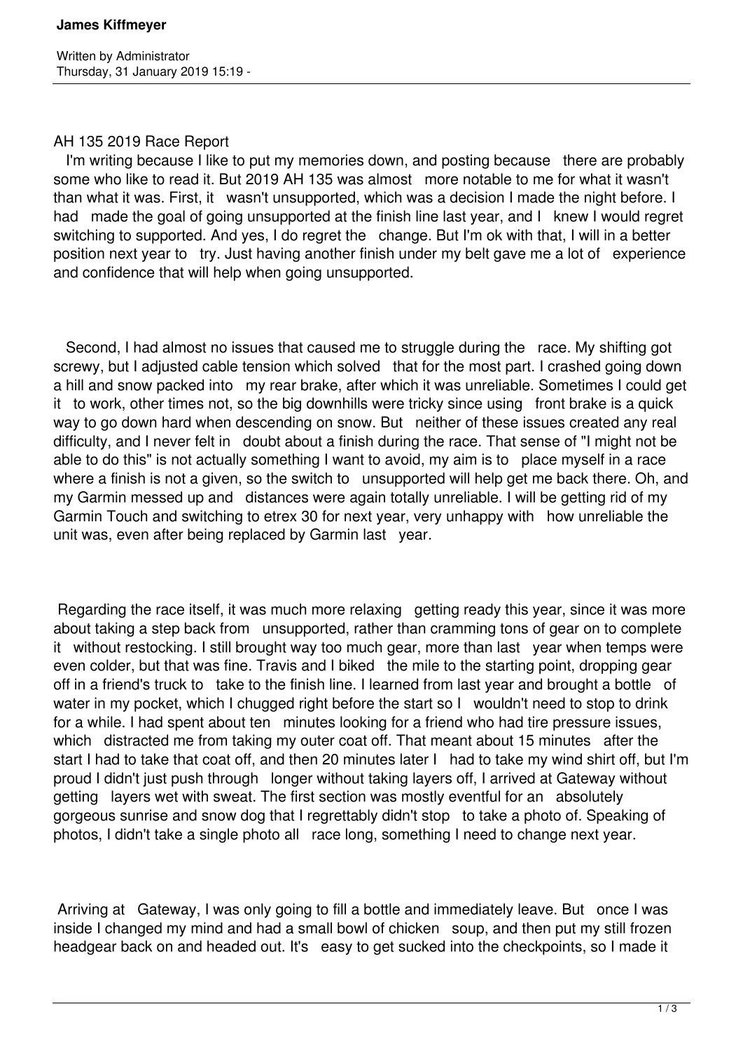# James Kiffmeyer

Written by Administrator
Thursday, 31 January 2019 15:19 -

AH 135 2019 Race Report

I'm writing because I like to put my memories down, and posting because there are probably some who like to read it. But 2019 AH 135 was almost more notable to me for what it wasn't than what it was. First, it wasn't unsupported, which was a decision I made the night before. I had made the goal of going unsupported at the finish line last year, and I knew I would regret switching to supported. And yes, I do regret the change. But I'm ok with that, I will in a better position next year to try. Just having another finish under my belt gave me a lot of experience and confidence that will help when going unsupported.

Second, I had almost no issues that caused me to struggle during the race. My shifting got screwy, but I adjusted cable tension which solved that for the most part. I crashed going down a hill and snow packed into my rear brake, after which it was unreliable. Sometimes I could get it to work, other times not, so the big downhills were tricky since using front brake is a quick way to go down hard when descending on snow. But neither of these issues created any real difficulty, and I never felt in doubt about a finish during the race. That sense of "I might not be able to do this" is not actually something I want to avoid, my aim is to place myself in a race where a finish is not a given, so the switch to unsupported will help get me back there. Oh, and my Garmin messed up and distances were again totally unreliable. I will be getting rid of my Garmin Touch and switching to etrex 30 for next year, very unhappy with how unreliable the unit was, even after being replaced by Garmin last year.

Regarding the race itself, it was much more relaxing getting ready this year, since it was more about taking a step back from unsupported, rather than cramming tons of gear on to complete it without restocking. I still brought way too much gear, more than last year when temps were even colder, but that was fine. Travis and I biked the mile to the starting point, dropping gear off in a friend's truck to take to the finish line. I learned from last year and brought a bottle of water in my pocket, which I chugged right before the start so I wouldn't need to stop to drink for a while. I had spent about ten minutes looking for a friend who had tire pressure issues, which distracted me from taking my outer coat off. That meant about 15 minutes after the start I had to take that coat off, and then 20 minutes later I had to take my wind shirt off, but I'm proud I didn't just push through longer without taking layers off, I arrived at Gateway without getting layers wet with sweat. The first section was mostly eventful for an absolutely gorgeous sunrise and snow dog that I regrettably didn't stop to take a photo of. Speaking of photos, I didn't take a single photo all race long, something I need to change next year.

Arriving at Gateway, I was only going to fill a bottle and immediately leave. But once I was inside I changed my mind and had a small bowl of chicken soup, and then put my still frozen headgear back on and headed out. It's easy to get sucked into the checkpoints, so I made it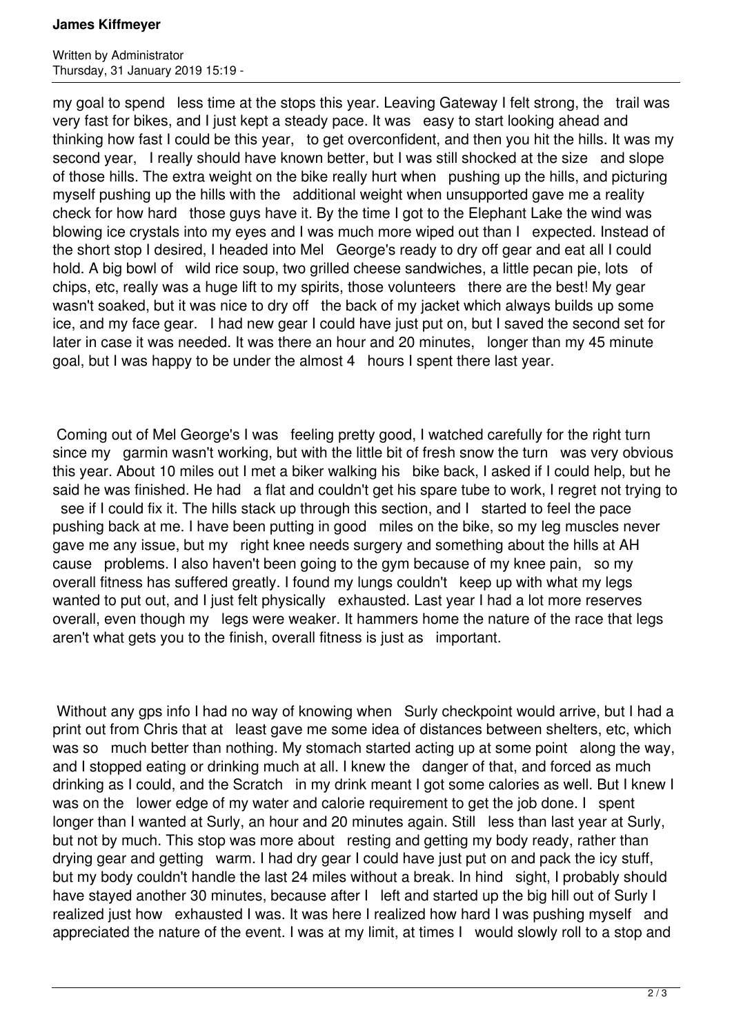my goal to spend less time at the stops this year. Leaving Gateway I felt strong, the trail was very fast for bikes, and I just kept a steady pace. It was easy to start looking ahead and thinking how fast I could be this year, to get overconfident, and then you hit the hills. It was my second year, I really should have known better, but I was still shocked at the size and slope of those hills. The extra weight on the bike really hurt when pushing up the hills, and picturing myself pushing up the hills with the additional weight when unsupported gave me a reality check for how hard those guys have it. By the time I got to the Elephant Lake the wind was blowing ice crystals into my eyes and I was much more wiped out than I expected. Instead of the short stop I desired, I headed into Mel George's ready to dry off gear and eat all I could hold. A big bowl of wild rice soup, two grilled cheese sandwiches, a little pecan pie, lots of chips, etc, really was a huge lift to my spirits, those volunteers there are the best! My gear wasn't soaked, but it was nice to dry off the back of my jacket which always builds up some ice, and my face gear. I had new gear I could have just put on, but I saved the second set for later in case it was needed. It was there an hour and 20 minutes, longer than my 45 minute goal, but I was happy to be under the almost 4 hours I spent there last year.

Coming out of Mel George's I was feeling pretty good, I watched carefully for the right turn since my garmin wasn't working, but with the little bit of fresh snow the turn was very obvious this year. About 10 miles out I met a biker walking his bike back, I asked if I could help, but he said he was finished. He had a flat and couldn't get his spare tube to work, I regret not trying to see if I could fix it. The hills stack up through this section, and I started to feel the pace pushing back at me. I have been putting in good miles on the bike, so my leg muscles never gave me any issue, but my right knee needs surgery and something about the hills at AH cause problems. I also haven't been going to the gym because of my knee pain, so my overall fitness has suffered greatly. I found my lungs couldn't keep up with what my legs wanted to put out, and I just felt physically exhausted. Last year I had a lot more reserves overall, even though my legs were weaker. It hammers home the nature of the race that legs aren't what gets you to the finish, overall fitness is just as important.

Without any gps info I had no way of knowing when Surly checkpoint would arrive, but I had a print out from Chris that at least gave me some idea of distances between shelters, etc, which was so much better than nothing. My stomach started acting up at some point along the way, and I stopped eating or drinking much at all. I knew the danger of that, and forced as much drinking as I could, and the Scratch in my drink meant I got some calories as well. But I knew I was on the lower edge of my water and calorie requirement to get the job done. I spent longer than I wanted at Surly, an hour and 20 minutes again. Still less than last year at Surly, but not by much. This stop was more about resting and getting my body ready, rather than drying gear and getting warm. I had dry gear I could have just put on and pack the icy stuff, but my body couldn't handle the last 24 miles without a break. In hind sight, I probably should have stayed another 30 minutes, because after I left and started up the big hill out of Surly I realized just how exhausted I was. It was here I realized how hard I was pushing myself and appreciated the nature of the event. I was at my limit, at times I would slowly roll to a stop and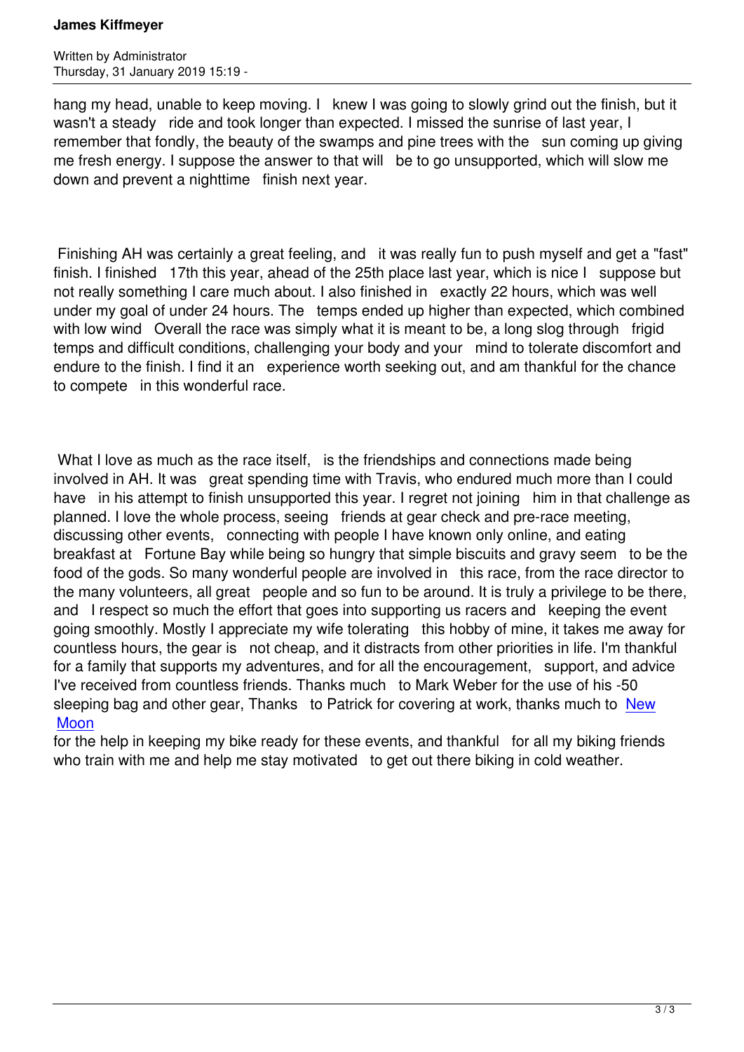hang my head, unable to keep moving. I knew I was going to slowly grind out the finish, but it wasn't a steady ride and took longer than expected. I missed the sunrise of last year, I remember that fondly, the beauty of the swamps and pine trees with the sun coming up giving me fresh energy. I suppose the answer to that will be to go unsupported, which will slow me down and prevent a nighttime finish next year.

Finishing AH was certainly a great feeling, and it was really fun to push myself and get a "fast" finish. I finished 17th this year, ahead of the 25th place last year, which is nice I suppose but not really something I care much about. I also finished in exactly 22 hours, which was well under my goal of under 24 hours. The temps ended up higher than expected, which combined with low wind Overall the race was simply what it is meant to be, a long slog through frigid temps and difficult conditions, challenging your body and your mind to tolerate discomfort and endure to the finish. I find it an experience worth seeking out, and am thankful for the chance to compete in this wonderful race.

What I love as much as the race itself, is the friendships and connections made being involved in AH. It was great spending time with Travis, who endured much more than I could have in his attempt to finish unsupported this year. I regret not joining him in that challenge as planned. I love the whole process, seeing friends at gear check and pre-race meeting, discussing other events, connecting with people I have known only online, and eating breakfast at Fortune Bay while being so hungry that simple biscuits and gravy seem to be the food of the gods. So many wonderful people are involved in this race, from the race director to the many volunteers, all great people and so fun to be around. It is truly a privilege to be there, and I respect so much the effort that goes into supporting us racers and keeping the event going smoothly. Mostly I appreciate my wife tolerating this hobby of mine, it takes me away for countless hours, the gear is not cheap, and it distracts from other priorities in life. I'm thankful for a family that supports my adventures, and for all the encouragement, support, and advice I've received from countless friends. Thanks much to Mark Weber for the use of his -50 sleeping bag and other gear, Thanks to Patrick for covering at work, thanks much to New Moon for the help in keeping my bike ready for these events, and thankful for all my biking friends who train with me and help me stay motivated to get out there biking in cold weather.